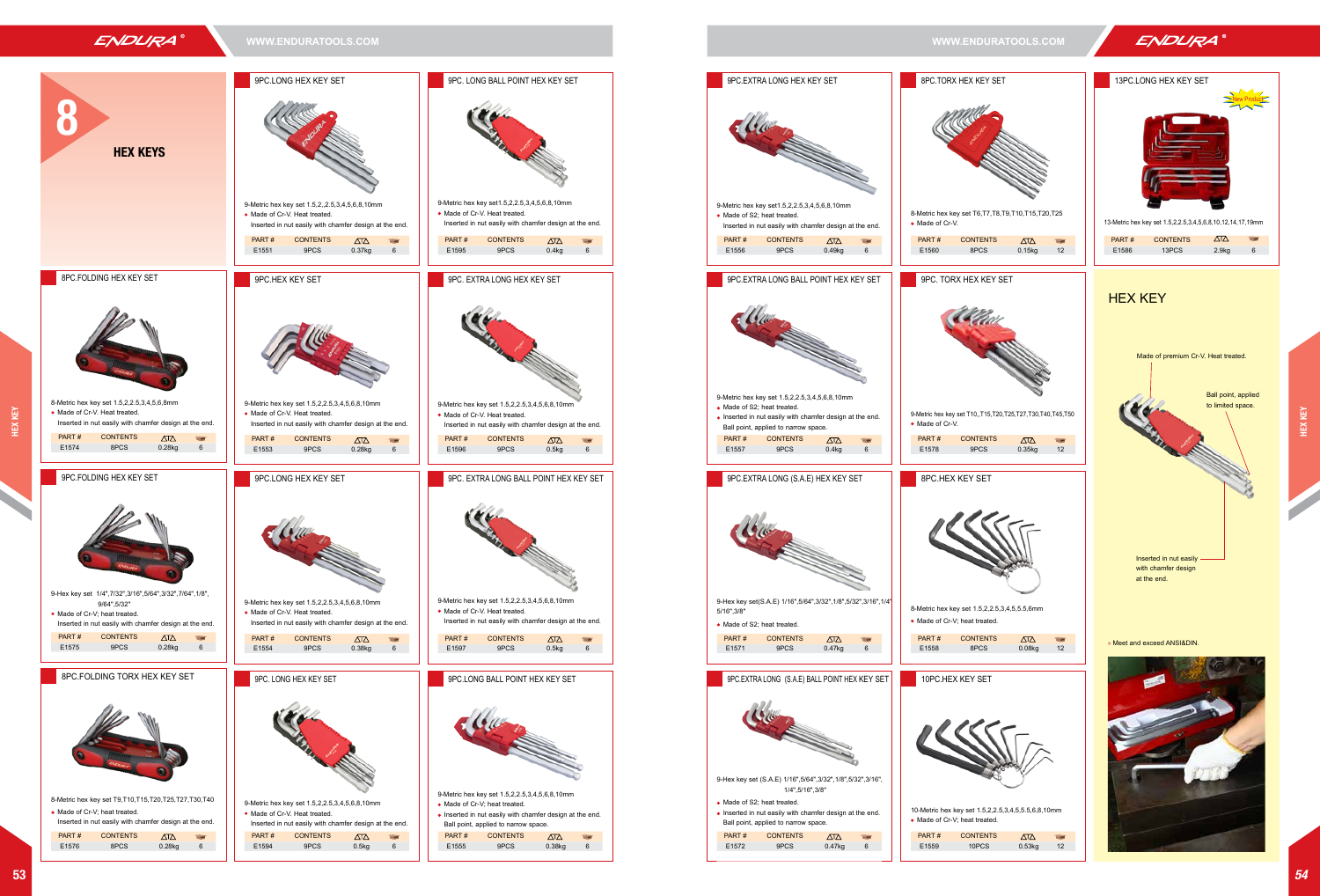# 8 HEX KEYS

## 9PC.LONG HEX KEY KEY SET

9-Metric hex key set 1.5,2,.2.5,3,4,5,6,8,10mm
- Made of Cr-V. Heat treated.
  Inserted in nut easily with chamfer design at the end.

| PART # | CONTENTS | | |
|---|---|---|---|
| E1551 | 9PCS | 0.37kg | 6 |

## 9PC. LONG BALL POINT HEX KEY SET

9-Metric hex key set1.5,2,2.5,3,4,5,6,8,10mm
- Made of Cr-V. Heat treated.
  Inserted in nut easily with chamfer design at the end.

| PART # | CONTENTS | | |
|---|---|---|---|
| E1595 | 9PCS | 0.4kg | 6 |

## 8PC.FOLDING HEX KEY SET

8-Metric hex key set 1.5,2,2.5,3,4,5,6,8mm
- Made of Cr-V. Heat treated.
  Inserted in nut easily with chamfer design at the end.

| PART # | CONTENTS | | |
|---|---|---|---|
| E1574 | 8PCS | 0.28kg | 6 |

## 9PC.HEX KEY SET

9-Metric hex key set 1.5,2,2.5,3,4,5,6,8,10mm
- Made of Cr-V. Heat treated.
  Inserted in nut easily with chamfer design at the end.

| PART # | CONTENTS | | |
|---|---|---|---|
| E1553 | 9PCS | 0.28kg | 6 |

## 9PC. EXTRA LONG HEX KEY SET

9-Metric hex key set 1.5,2,2.5,3,4,5,6,8,10mm
- Made of Cr-V. Heat treated.
  Inserted in nut easily with chamfer design at the end.

| PART # | CONTENTS | | |
|---|---|---|---|
| E1596 | 9PCS | 0.5kg | 6 |

## 9PC.FOLDING HEX KEY SET

9-Hex key set 1/4",7/32",3/16",5/64",3/32",7/64",1/8", 9/64",5/32"
- Made of Cr-V; heat treated.
  Inserted in nut easily with chamfer design at the end.

| PART # | CONTENTS | | |
|---|---|---|---|
| E1575 | 9PCS | 0.28kg | 6 |

## 9PC.LONG HEX KEY KEY SET

9-Metric hex key set 1.5,2,2.5,3,4,5,6,8,10mm
- Made of Cr-V. Heat treated.
  Inserted in nut easily with chamfer design at the end.

| PART # | CONTENTS | | |
|---|---|---|---|
| E1554 | 9PCS | 0.38kg | 6 |

## 9PC. EXTRA LONG BALL POINT HEX KEY SET

9-Metric hex key set 1.5,2,2.5,3,4,5,6,8,10mm
- Made of Cr-V. Heat treated.
  Inserted in nut easily with chamfer design at the end.

| PART # | CONTENTS | | |
|---|---|---|---|
| E1597 | 9PCS | 0.5kg | 6 |

## 8PC.FOLDING TORX HEX KEY SET

8-Metric hex key set T9,T10,T15,T20,T25,T27,T30,T40
- Made of Cr-V; heat treated.
  Inserted in nut easily with chamfer design at the end.

| PART # | CONTENTS | | |
|---|---|---|---|
| E1576 | 8PCS | 0.28kg | 6 |

## 9PC. LONG HEX KEY SET

9-Metric hex key set 1.5,2,2.5,3,4,5,6,8,10mm
- Made of Cr-V. Heat treated.
  Inserted in nut easily with chamfer design at the end.

| PART # | CONTENTS | | |
|---|---|---|---|
| E1594 | 9PCS | 0.5kg | 6 |

## 9PC.LONG BALL POINT HEX KEY SET

9-Metric hex key set 1.5,2,2.5,3,4,5,6,8,10mm
- Made of Cr-V; heat treated.
- Inserted in nut easily with chamfer design at the end.
  Ball point, applied to narrow space.

| PART # | CONTENTS | | |
|---|---|---|---|
| E1555 | 9PCS | 0.38kg | 6 |

## 9PC.EXTRA LONG HEX KEY KEY SET

9-Metric hex key set1.5,2,2.5,3,4,5,6,8,10mm
- Made of S2; heat treated.
  Inserted in nut easily with chamfer design at the end.

| PART # | CONTENTS | | |
|---|---|---|---|
| E1556 | 9PCS | 0.49kg | 6 |

## 8PC.TORX HEX KEY SET

8-Metric hex key set T6,T7,T8,T9,T10,T15,T20,T25
- Made of Cr-V.

| PART # | CONTENTS | | |
|---|---|---|---|
| E1560 | 8PCS | 0.15kg | 12 |

## 13PC.LONG HEX KEY SET

New Product

13-Metric hex key set 1.5,2,2.5,3,4,5,6,8,10,12,14,17,19mm

| PART # | CONTENTS | | |
|---|---|---|---|
| E1586 | 13PCS | 2.9kg | 6 |

## 9PC.EXTRA LONG BALL POINT HEX KEY SET

9-Metric hex key set 1.5,2,2.5,3,4,5,6,8,10mm
- Made of S2; heat treated.
- Inserted in nut easily with chamfer design at the end.
  Ball point, applied to narrow space.

| PART # | CONTENTS | | |
|---|---|---|---|
| E1557 | 9PCS | 0.4kg | 6 |

## 9PC. TORX HEX KEY SET

9-Metric hex key set T10,,T15,T20,T25,T27,T30,T40,T45,T50
- Made of Cr-V.

| PART # | CONTENTS | | |
|---|---|---|---|
| E1578 | 9PCS | 0.35kg | 12 |

## HEX KEY

Made of premium Cr-V. Heat treated.

Ball point, applied to limited space.

Inserted in nut easily with chamfer design at the end.

- Meet and exceed ANSI&DIN.

## 9PC.EXTRA LONG (S.A.E) HEX KEY SET

9-Hex key set(S.A.E) 1/16",5/64",3/32",1/8",5/32",3/16",1/4" 5/16",3/8"
- Made of S2; heat treated.

| PART # | CONTENTS | | |
|---|---|---|---|
| E1571 | 9PCS | 0.47kg | 6 |

## 8PC.HEX KEY SET

8-Metric hex key set 1.5,2,2.5,3,4,5,5.5,6mm
- Made of Cr-V; heat treated.

| PART # | CONTENTS | | |
|---|---|---|---|
| E1558 | 8PCS | 0.08kg | 12 |

## 9PC.EXTRA LONG (S.A.E) BALL POINT HEX KEY SET

9-Hex key set (S.A.E) 1/16",5/64",3/32",1/8",5/32",3/16", 1/4",5/16",3/8"
- Made of S2; heat treated.
- Inserted in nut easily with chamfer design at the end.
  Ball point, applied to narrow space.

| PART # | CONTENTS | | |
|---|---|---|---|
| E1572 | 9PCS | 0.47kg | 6 |

## 10PC.HEX KEY SET

10-Metric hex key set 1.5,2,2.5,3,4,5,5.5,6,8,10mm
- Made of Cr-V; heat treated.

| PART # | CONTENTS | | |
|---|---|---|---|
| E1559 | 10PCS | 0.53kg | 12 |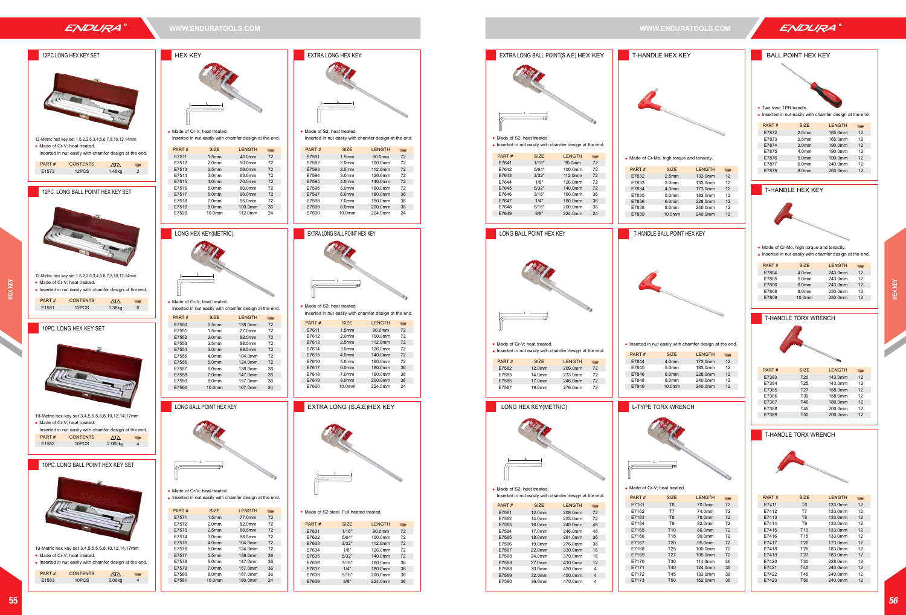## 12PC.LONG HEX KEY SET

12-Metric hex key set 1.5,2,2.5,3,4,5,6,7,8,10,12,14mm

- Made of Cr-V; heat treated. Inserted in nut easily with chamfer design at the end.

| PART # | CONTENTS | | |
|---|---|---|---|
| E1573 | 12PCS | 1.48kg | 2 |

## 12PC. LONG BALL POINT HEX KEY SET

12-Metric hex key set 1.5,2,2.5,3,4,5,6,7,8,10,12,14mm

- Made of Cr-V; heat treated.
- Inserted in nut easily with chamfer design at the end.

| PART # | CONTENTS | | |
|---|---|---|---|
| E1581 | 12PCS | 1.38kg | 6 |

## 10PC. LONG HEX KEY SET

10-Metric hex key set 3,4,5,5.5,6,8,10,12,14,17mm

- Made of Cr-V; heat treated. Inserted in nut easily with chamfer design at the end.

| PART # | CONTENTS | | |
|---|---|---|---|
| E1582 | 10PCS | 2.065kg | 4 |

## 10PC. LONG BALL POINT HEX KEY SET

10-Metric hex key set 3,4,5,5.5,6,8,10,12,14,17mm

- Made of Cr-V; heat treated.
- Inserted in nut easily with chamfer design at the end.

| PART # | CONTENTS | | |
|---|---|---|---|
| E1583 | 10PCS | 2.06kg | 4 |

## HEX KEY

- Made of Cr-V; heat treated. Inserted in nut easily with chamfer design at the end.

| PART # | SIZE | LENGTH | |
|---|---|---|---|
| E7511 | 1.5mm | 45.0mm | 72 |
| E7512 | 2.0mm | 50.0mm | 72 |
| E7513 | 2.5mm | 56.0mm | 72 |
| E7514 | 3.0mm | 63.0mm | 72 |
| E7515 | 4.0mm | 70.0mm | 72 |
| E7516 | 5.0mm | 80.0mm | 72 |
| E7517 | 6.0mm | 90.0mm | 72 |
| E7518 | 7.0mm | 95.0mm | 72 |
| E7519 | 8.0mm | 100.0mm | 36 |
| E7520 | 10.0mm | 112.0mm | 24 |

## LONG HEX KEY(METRIC)

- Made of Cr-V; heat treated. Inserted in nut easily with chamfer design at the end.

| PART # | SIZE | LENGTH | |
|---|---|---|---|
| E7550 | 5.5mm | 138.0mm | 72 |
| E7551 | 1.5mm | 77.0mm | 72 |
| E7552 | 2.0mm | 82.0mm | 72 |
| E7553 | 2.5mm | 88.5mm | 72 |
| E7554 | 3.0mm | 98.5mm | 72 |
| E7555 | 4.0mm | 104.0mm | 72 |
| E7556 | 5.0mm | 124.0mm | 72 |
| E7557 | 6.0mm | 138.0mm | 36 |
| E7558 | 7.0mm | 147.0mm | 36 |
| E7559 | 8.0mm | 157.0mm | 36 |
| E7560 | 10.0mm | 167.0mm | 24 |

## LONG BALL POINT HEX KEY

- Made of Cr-V; heat treated.
- Inserted in nut easily with chamfer design at the end.

| PART # | SIZE | LENGTH | |
|---|---|---|---|
| E7571 | 1.5mm | 77.0mm | 72 |
| E7572 | 2.0mm | 82.0mm | 72 |
| E7573 | 2.5mm | 88.5mm | 72 |
| E7574 | 3.0mm | 98.5mm | 72 |
| E7575 | 4.0mm | 104.0mm | 72 |
| E7576 | 5.0mm | 124.0mm | 72 |
| E7577 | 5.5mm | 138.0mm | 36 |
| E7578 | 6.0mm | 147.0mm | 36 |
| E7579 | 7.0mm | 157.0mm | 36 |
| E7580 | 8.0mm | 167.0mm | 36 |
| E7581 | 10.0mm | 180.0mm | 24 |

## EXTRA LONG HEX KEY

- Made of S2; heat treated. Inserted in nut easily with chamfer design at the end.

| PART # | SIZE | LENGTH | |
|---|---|---|---|
| E7591 | 1.5mm | 90.0mm | 72 |
| E7592 | 2.0mm | 100.0mm | 72 |
| E7593 | 2.5mm | 112.0mm | 72 |
| E7594 | 3.0mm | 126.0mm | 72 |
| E7595 | 4.0mm | 140.0mm | 72 |
| E7596 | 5.0mm | 160.0mm | 72 |
| E7597 | 6.0mm | 180.0mm | 36 |
| E7598 | 7.0mm | 190.0mm | 36 |
| E7599 | 8.0mm | 200.0mm | 36 |
| E7600 | 10.0mm | 224.0mm | 24 |

## EXTRA LONG BALL POINT HEX KEY

- Made of S2; heat treated. Inserted in nut easily with chamfer design at the end.

| PART # | SIZE | LENGTH | |
|---|---|---|---|
| E7611 | 1.5mm | 90.0mm | 72 |
| E7612 | 2.0mm | 100.0mm | 72 |
| E7613 | 2.5mm | 112.0mm | 72 |
| E7614 | 3.0mm | 126.0mm | 72 |
| E7615 | 4.0mm | 140.0mm | 72 |
| E7616 | 5.0mm | 160.0mm | 72 |
| E7617 | 6.0mm | 180.0mm | 36 |
| E7618 | 7.0mm | 190.0mm | 36 |
| E7619 | 8.0mm | 200.0mm | 36 |
| E7620 | 10.0mm | 224.0mm | 24 |

## EXTRA LONG (S.A.E)HEX KEY

- Made of S2 steel. Full heated treated.

| PART # | SIZE | LENGTH | |
|---|---|---|---|
| E7631 | 1/16" | 90.0mm | 72 |
| E7632 | 5/64" | 100.0mm | 72 |
| E7633 | 3/32" | 112.0mm | 72 |
| E7634 | 1/8" | 126.0mm | 72 |
| E7635 | 5/32" | 140.0mm | 72 |
| E7636 | 3/16" | 160.0mm | 36 |
| E7637 | 1/4" | 180.0mm | 36 |
| E7638 | 5/16" | 200.0mm | 36 |
| E7639 | 3/8" | 224.0mm | 36 |

## EXTRA LONG BALL POINT(S.A.E) HEX KEY

- Made of S2; heat treated.
- Inserted in nut easily with chamfer design at the end.

| PART # | SIZE | LENGTH | |
|---|---|---|---|
| E7641 | 1/16" | 90.0mm | 72 |
| E7642 | 5/64" | 100.0mm | 72 |
| E7643 | 3/32" | 112.0mm | 72 |
| E7644 | 1/8" | 126.0mm | 72 |
| E7645 | 5/32" | 140.0mm | 72 |
| E7646 | 3/16" | 160.0mm | 36 |
| E7647 | 1/4" | 180.0mm | 36 |
| E7648 | 5/16" | 200.0mm | 36 |
| E7649 | 3/8" | 224.0mm | 24 |

## LONG BALL POINT HEX KEY

- Made of Cr-V; heat treated.
- Inserted in nut easily with chamfer design at the end.

| PART # | SIZE | LENGTH | |
|---|---|---|---|
| E7582 | 12.0mm | 209.0mm | 72 |
| E7583 | 14.0mm | 233.0mm | 72 |
| E7585 | 17.0mm | 246.0mm | 72 |
| E7587 | 19.0mm | 276.0mm | 72 |

## LONG HEX KEY(METRIC)

- Made of S2; heat treated. Inserted in nut easily with chamfer design at the end.

| PART # | SIZE | LENGTH | |
|---|---|---|---|
| E7561 | 12.0mm | 209.0mm | 72 |
| E7562 | 14.0mm | 233.0mm | 72 |
| E7563 | 16.0mm | 240.0mm | 48 |
| E7564 | 17.0mm | 246.0mm | 48 |
| E7565 | 18.0mm | 261.0mm | 36 |
| E7566 | 19.0mm | 276.0mm | 36 |
| E7567 | 22.0mm | 330.0mm | 16 |
| E7568 | 24.0mm | 370.0mm | 16 |
| E7569 | 27.0mm | 410.0mm | 12 |
| E7588 | 30.0mm | 430.0mm | 4 |
| E7589 | 32.0mm | 450.0mm | 4 |
| E7590 | 36.0mm | 470.0mm | 4 |

## T-HANDLE HEX KEY

- Made of Cr-Mo, high torque and tenacity.

| PART # | SIZE | LENGTH | |
|---|---|---|---|
| E7832 | 2.5mm | 133.0mm | 12 |
| E7833 | 3.0mm | 133.0mm | 12 |
| E7834 | 4.0mm | 173.0mm | 12 |
| E7835 | 5.0mm | 183.0mm | 12 |
| E7836 | 6.0mm | 228.0mm | 12 |
| E7838 | 8.0mm | 240.0mm | 12 |
| E7839 | 10.0mm | 240.0mm | 12 |

## T-HANDLE BALL POINT HEX KEY

- Inserted in nut easily with chamfer design at the end.

| PART # | SIZE | LENGTH | |
|---|---|---|---|
| E7844 | 4.0mm | 173.0mm | 12 |
| E7845 | 5.0mm | 183.0mm | 12 |
| E7846 | 6.0mm | 228.0mm | 12 |
| E7848 | 8.0mm | 240.0mm | 12 |
| E7849 | 10.0mm | 240.0mm | 12 |

## L-TYPE TORX WRENCH

- Made of Cr-V; heat treated.

| PART # | SIZE | LENGTH | |
|---|---|---|---|
| E7161 | T6 | 70.0mm | 72 |
| E7162 | T7 | 74.0mm | 72 |
| E7163 | T8 | 78.0mm | 72 |
| E7164 | T9 | 82.0mm | 72 |
| E7165 | T10 | 86.0mm | 72 |
| E7166 | T15 | 90.0mm | 72 |
| E7167 | T20 | 95.0mm | 72 |
| E7168 | T25 | 100.0mm | 72 |
| E7169 | T27 | 105.0mm | 72 |
| E7170 | T30 | 114.0mm | 36 |
| E7171 | T40 | 124.0mm | 36 |
| E7172 | T45 | 133.0mm | 36 |
| E7173 | T50 | 152.0mm | 36 |

## BALL POINT HEX KEY

- Two tone TPR handle.
- Inserted in nut easily with chamfer design at the end.

| PART # | SIZE | LENGTH | |
|---|---|---|---|
| E7872 | 2.0mm | 165.0mm | 12 |
| E7873 | 2.5mm | 165.0mm | 12 |
| E7874 | 3.0mm | 190.0mm | 12 |
| E7875 | 4.0mm | 190.0mm | 12 |
| E7876 | 5.0mm | 190.0mm | 12 |
| E7877 | 6.0mm | 240.0mm | 12 |
| E7879 | 8.0mm | 265.0mm | 12 |

## T-HANDLE HEX KEY

- Made of Cr-Mo, high torque and tenacity.
- Inserted in nut easily with chamfer design at the end.

| PART # | SIZE | LENGTH | |
|---|---|---|---|
| E7804 | 4.0mm | 243.0mm | 12 |
| E7805 | 5.0mm | 243.0mm | 12 |
| E7806 | 6.0mm | 243.0mm | 12 |
| E7808 | 8.0mm | 250.0mm | 12 |
| E7809 | 10.0mm | 250.0mm | 12 |

## T-HANDLE TORX WRENCH

| PART # | SIZE | LENGTH | |
|---|---|---|---|
| E7383 | T20 | 143.0mm | 12 |
| E7384 | T25 | 143.0mm | 12 |
| E7385 | T27 | 158.0mm | 12 |
| E7386 | T30 | 158.0mm | 12 |
| E7387 | T40 | 180.0mm | 12 |
| E7388 | T45 | 200.0mm | 12 |
| E7389 | T50 | 200.0mm | 12 |

## T-HANDLE TORX WRENCH

| PART # | SIZE | LENGTH | |
|---|---|---|---|
| E7411 | T6 | 133.0mm | 12 |
| E7412 | T7 | 133.0mm | 12 |
| E7413 | T8 | 133.0mm | 12 |
| E7414 | T9 | 133.0mm | 12 |
| E7415 | T10 | 133.0mm | 12 |
| E7416 | T15 | 133.0mm | 12 |
| E7417 | T20 | 173.0mm | 12 |
| E7418 | T25 | 183.0mm | 12 |
| E7419 | T27 | 183.0mm | 12 |
| E7420 | T30 | 228.0mm | 12 |
| E7421 | T40 | 240.0mm | 12 |
| E7422 | T45 | 240.0mm | 12 |
| E7423 | T50 | 240.0mm | 12 |